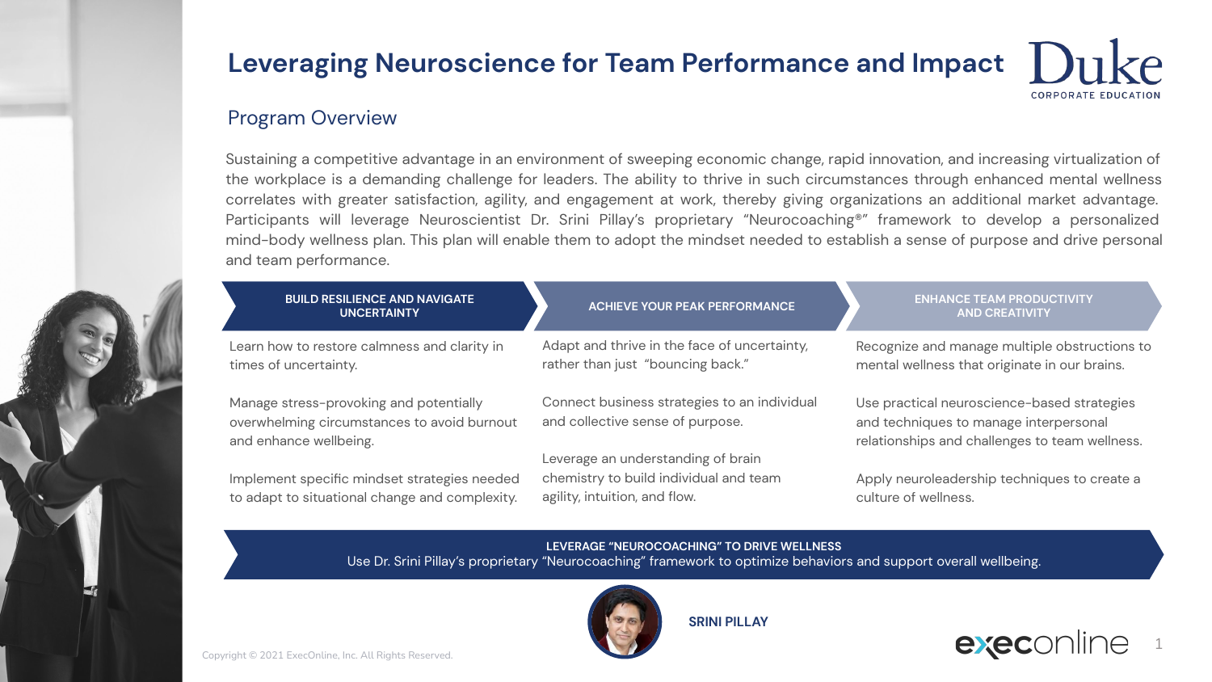# Leveraging Neuroscience for Team Performance and Impact

Duke CORPORATE EDUCATION

## Program Overview

Sustaining a competitive advantage in an environment of sweeping economic change, rapid innovation, and increasing virtualization of the workplace is a demanding challenge for leaders. The ability to thrive in such circumstances through enhanced mental wellness correlates with greater satisfaction, agility, and engagement at work, thereby giving organizations an additional market advantage. Participants will leverage Neuroscientist Dr. Srini Pillay's proprietary "Neurocoaching®" framework to develop a personalized mind-body wellness plan. This plan will enable them to adopt the mindset needed to establish a sense of purpose and drive personal and team performance.

### BUILD RESILIENCE AND NAVIGATE UNCERTAINTY

Learn how to restore calmness and clarity in times of uncertainty.

Manage stress-provoking and potentially overwhelming circumstances to avoid burnout and enhance wellbeing.

Implement specific mindset strategies needed to adapt to situational change and complexity.

### ACHIEVE YOUR PEAK PERFORMANCE

Adapt and thrive in the face of uncertainty, rather than just "bouncing back."

Connect business strategies to an individual and collective sense of purpose.

Leverage an understanding of brain chemistry to build individual and team agility, intuition, and flow.

### ENHANCE TEAM PRODUCTIVITY AND CREATIVITY

Recognize and manage multiple obstructions to mental wellness that originate in our brains.

Use practical neuroscience-based strategies and techniques to manage interpersonal relationships and challenges to team wellness.

Apply neuroleadership techniques to create a culture of wellness.

### LEVERAGE "NEUROCOACHING" TO DRIVE WELLNESS

Use Dr. Srini Pillay's proprietary "Neurocoaching" framework to optimize behaviors and support overall wellbeing.

**SRINI PILLAY**

Copyright © 2021 ExecOnline, Inc. All Rights Reserved.

execonline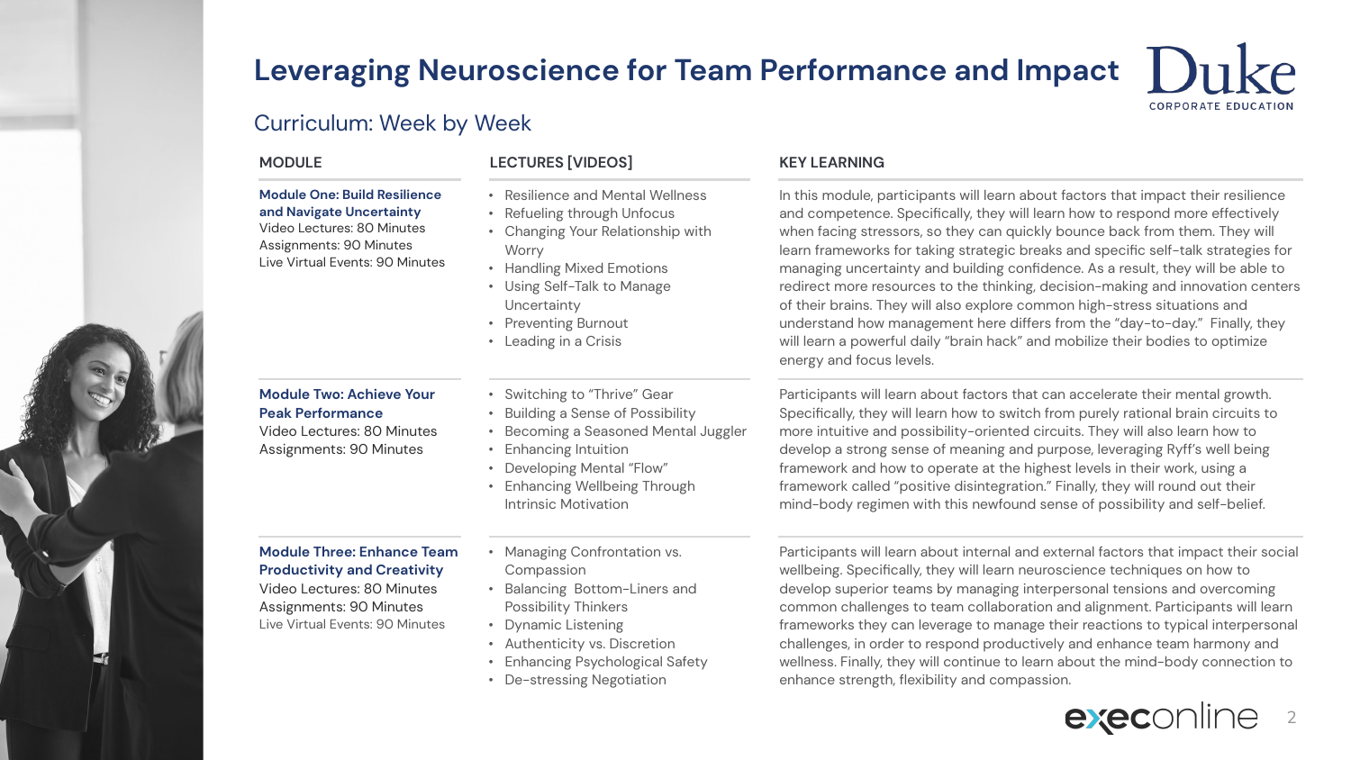# Leveraging Neuroscience for Team Performance and Impact

## Curriculum: Week by Week

| MODULE | LECTURES [VIDEOS] | KEY LEARNING |
|---|---|---|
| **Module One: Build Resilience and Navigate Uncertainty**<br>Video Lectures: 80 Minutes<br>Assignments: 90 Minutes<br>Live Virtual Events: 90 Minutes | • Resilience and Mental Wellness<br>• Refueling through Unfocus<br>• Changing Your Relationship with Worry<br>• Handling Mixed Emotions<br>• Using Self-Talk to Manage Uncertainty<br>• Preventing Burnout<br>• Leading in a Crisis | In this module, participants will learn about factors that impact their resilience and competence. Specifically, they will learn how to respond more effectively when facing stressors, so they can quickly bounce back from them. They will learn frameworks for taking strategic breaks and specific self-talk strategies for managing uncertainty and building confidence. As a result, they will be able to redirect more resources to the thinking, decision-making and innovation centers of their brains. They will also explore common high-stress situations and understand how management here differs from the "day-to-day." Finally, they will learn a powerful daily "brain hack" and mobilize their bodies to optimize energy and focus levels. |
| **Module Two: Achieve Your Peak Performance**<br>Video Lectures: 80 Minutes<br>Assignments: 90 Minutes | • Switching to "Thrive" Gear<br>• Building a Sense of Possibility<br>• Becoming a Seasoned Mental Juggler<br>• Enhancing Intuition<br>• Developing Mental "Flow"<br>• Enhancing Wellbeing Through Intrinsic Motivation | Participants will learn about factors that can accelerate their mental growth. Specifically, they will learn how to switch from purely rational brain circuits to more intuitive and possibility-oriented circuits. They will also learn how to develop a strong sense of meaning and purpose, leveraging Ryff's well being framework and how to operate at the highest levels in their work, using a framework called "positive disintegration." Finally, they will round out their mind-body regimen with this newfound sense of possibility and self-belief. |
| **Module Three: Enhance Team Productivity and Creativity**<br>Video Lectures: 80 Minutes<br>Assignments: 90 Minutes<br>Live Virtual Events: 90 Minutes | • Managing Confrontation vs. Compassion<br>• Balancing Bottom-Liners and Possibility Thinkers<br>• Dynamic Listening<br>• Authenticity vs. Discretion<br>• Enhancing Psychological Safety<br>• De-stressing Negotiation | Participants will learn about internal and external factors that impact their social wellbeing. Specifically, they will learn neuroscience techniques on how to develop superior teams by managing interpersonal tensions and overcoming common challenges to team collaboration and alignment. Participants will learn frameworks they can leverage to manage their reactions to typical interpersonal challenges, in order to respond productively and enhance team harmony and wellness. Finally, they will continue to learn about the mind-body connection to enhance strength, flexibility and compassion. |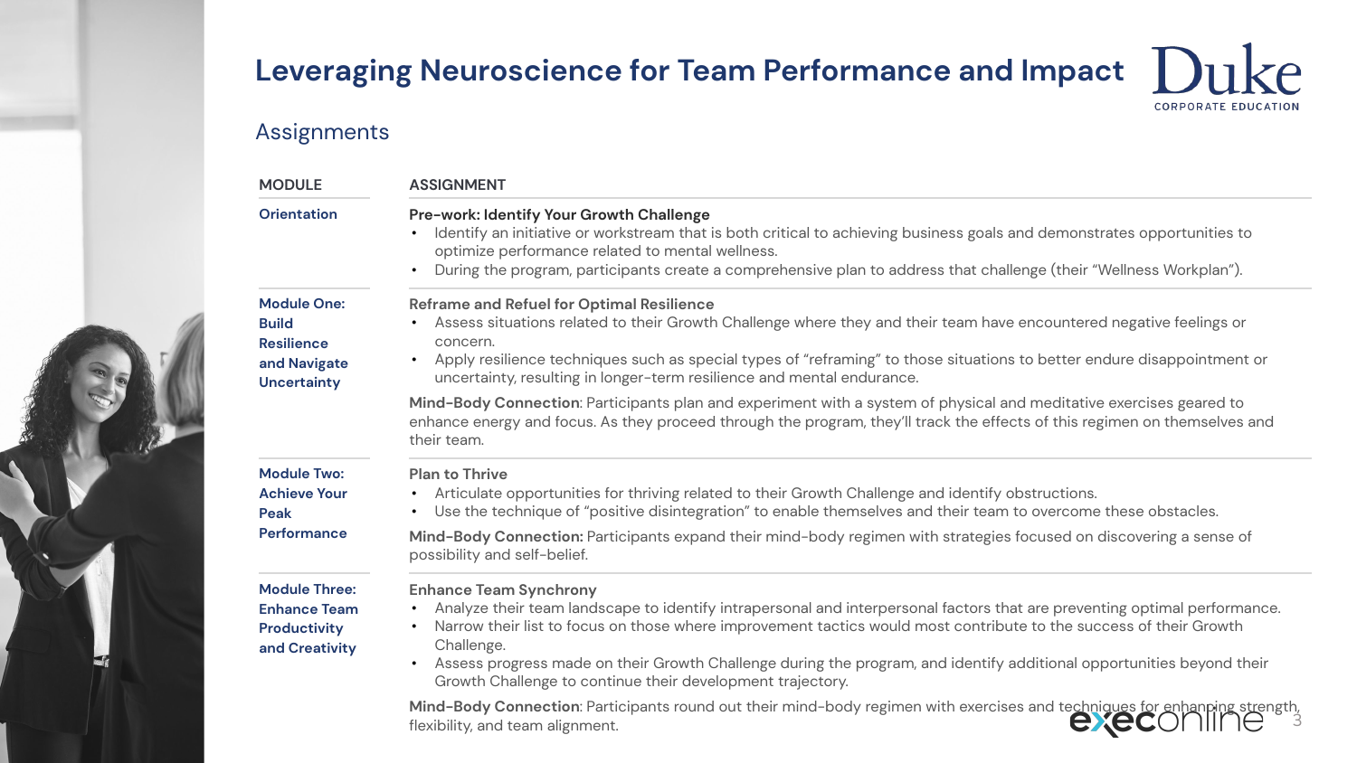# Leveraging Neuroscience for Team Performance and Impact

## Assignments

| MODULE | ASSIGNMENT |
| --- | --- |
| Orientation | **Pre-work: Identify Your Growth Challenge**<br>• Identify an initiative or workstream that is both critical to achieving business goals and demonstrates opportunities to optimize performance related to mental wellness.<br>• During the program, participants create a comprehensive plan to address that challenge (their "Wellness Workplan"). |
| Module One: Build Resilience and Navigate Uncertainty | **Reframe and Refuel for Optimal Resilience**<br>• Assess situations related to their Growth Challenge where they and their team have encountered negative feelings or concern.<br>• Apply resilience techniques such as special types of "reframing" to those situations to better endure disappointment or uncertainty, resulting in longer-term resilience and mental endurance.<br>**Mind-Body Connection**: Participants plan and experiment with a system of physical and meditative exercises geared to enhance energy and focus. As they proceed through the program, they'll track the effects of this regimen on themselves and their team. |
| Module Two: Achieve Your Peak Performance | **Plan to Thrive**<br>• Articulate opportunities for thriving related to their Growth Challenge and identify obstructions.<br>• Use the technique of "positive disintegration" to enable themselves and their team to overcome these obstacles.<br>**Mind-Body Connection:** Participants expand their mind-body regimen with strategies focused on discovering a sense of possibility and self-belief. |
| Module Three: Enhance Team Productivity and Creativity | **Enhance Team Synchrony**<br>• Analyze their team landscape to identify intrapersonal and interpersonal factors that are preventing optimal performance.<br>• Narrow their list to focus on those where improvement tactics would most contribute to the success of their Growth Challenge.<br>• Assess progress made on their Growth Challenge during the program, and identify additional opportunities beyond their Growth Challenge to continue their development trajectory.<br>**Mind-Body Connection**: Participants round out their mind-body regimen with exercises and techniques for enhancing strength, flexibility, and team alignment. |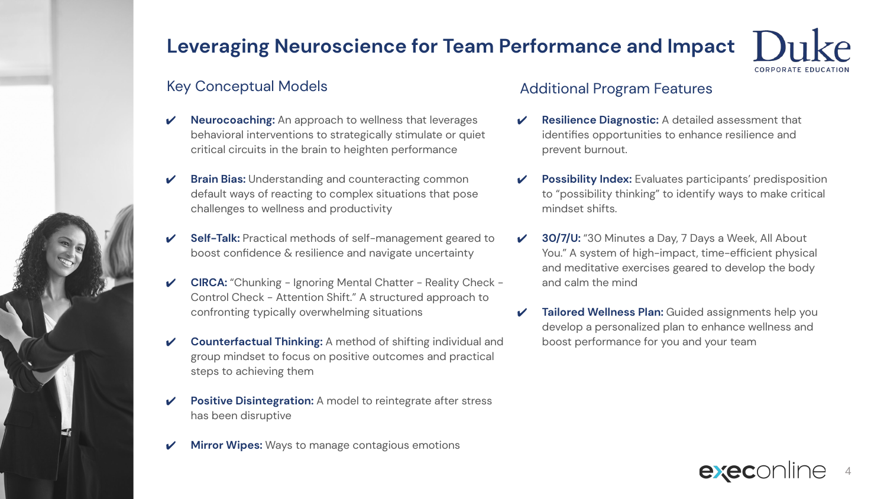# Leveraging Neuroscience for Team Performance and Impact

## Key Conceptual Models

- **Neurocoaching:** An approach to wellness that leverages behavioral interventions to strategically stimulate or quiet critical circuits in the brain to heighten performance
- **Brain Bias:** Understanding and counteracting common default ways of reacting to complex situations that pose challenges to wellness and productivity
- **Self-Talk:** Practical methods of self-management geared to boost confidence & resilience and navigate uncertainty
- **CIRCA:** "Chunking - Ignoring Mental Chatter - Reality Check - Control Check - Attention Shift." A structured approach to confronting typically overwhelming situations
- **Counterfactual Thinking:** A method of shifting individual and group mindset to focus on positive outcomes and practical steps to achieving them
- **Positive Disintegration:** A model to reintegrate after stress has been disruptive
- **Mirror Wipes:** Ways to manage contagious emotions

## Additional Program Features

- **Resilience Diagnostic:** A detailed assessment that identifies opportunities to enhance resilience and prevent burnout.
- **Possibility Index:** Evaluates participants' predisposition to "possibility thinking" to identify ways to make critical mindset shifts.
- **30/7/U:** "30 Minutes a Day, 7 Days a Week, All About You." A system of high-impact, time-efficient physical and meditative exercises geared to develop the body and calm the mind
- **Tailored Wellness Plan:** Guided assignments help you develop a personalized plan to enhance wellness and boost performance for you and your team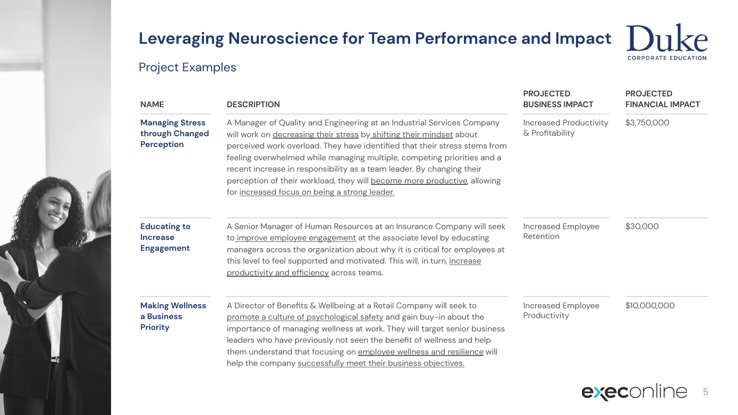# Leveraging Neuroscience for Team Performance and Impact

## Project Examples

| NAME | DESCRIPTION | PROJECTED BUSINESS IMPACT | PROJECTED FINANCIAL IMPACT |
|---|---|---|---|
| **Managing Stress through Changed Perception** | A Manager of Quality and Engineering at an Industrial Services Company will work on decreasing their stress by shifting their mindset about perceived work overload. They have identified that their stress stems from feeling overwhelmed while managing multiple, competing priorities and a recent increase in responsibility as a team leader. By changing their perception of their workload, they will become more productive, allowing for increased focus on being a strong leader. | Increased Productivity & Profitability | $3,750,000 |
| **Educating to Increase Engagement** | A Senior Manager of Human Resources at an Insurance Company will seek to improve employee engagement at the associate level by educating managers across the organization about why it is critical for employees at this level to feel supported and motivated. This will, in turn, increase productivity and efficiency across teams. | Increased Employee Retention | $30,000 |
| **Making Wellness a Business Priority** | A Director of Benefits & Wellbeing at a Retail Company will seek to promote a culture of psychological safety and gain buy-in about the importance of managing wellness at work. They will target senior business leaders who have previously not seen the benefit of wellness and help them understand that focusing on employee wellness and resilience will help the company successfully meet their business objectives. | Increased Employee Productivity | $10,000,000 |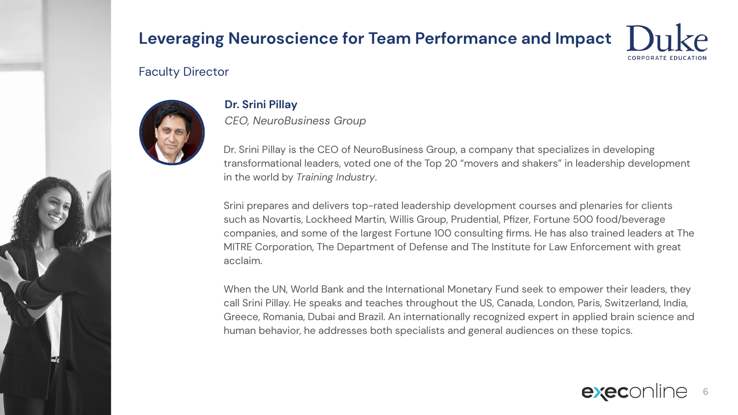# Leveraging Neuroscience for Team Performance and Impact

## Faculty Director

**Dr. Srini Pillay**
*CEO, NeuroBusiness Group*

Dr. Srini Pillay is the CEO of NeuroBusiness Group, a company that specializes in developing transformational leaders, voted one of the Top 20 "movers and shakers" in leadership development in the world by *Training Industry*.

Srini prepares and delivers top-rated leadership development courses and plenaries for clients such as Novartis, Lockheed Martin, Willis Group, Prudential, Pfizer, Fortune 500 food/beverage companies, and some of the largest Fortune 100 consulting firms. He has also trained leaders at The MITRE Corporation, The Department of Defense and The Institute for Law Enforcement with great acclaim.

When the UN, World Bank and the International Monetary Fund seek to empower their leaders, they call Srini Pillay. He speaks and teaches throughout the US, Canada, London, Paris, Switzerland, India, Greece, Romania, Dubai and Brazil. An internationally recognized expert in applied brain science and human behavior, he addresses both specialists and general audiences on these topics.